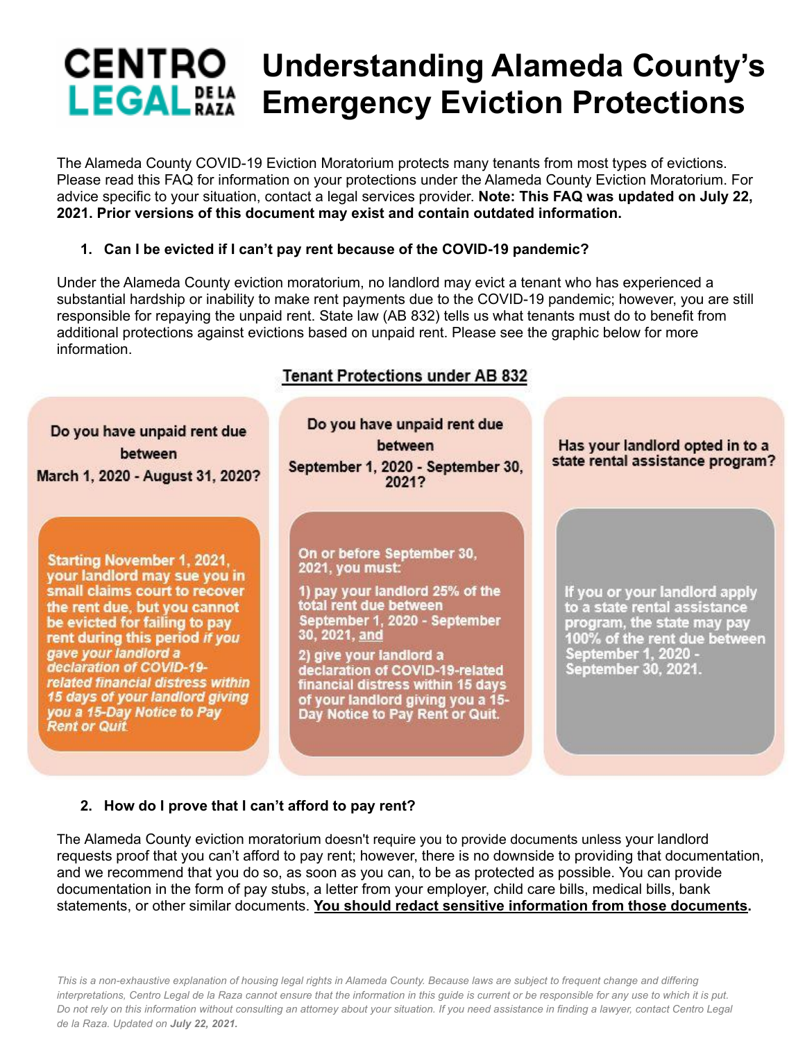# CENTRO LEGAL DE LA RAZA — Understanding Alameda County's Emergency Eviction Protections

The Alameda County COVID-19 Eviction Moratorium protects many tenants from most types of evictions. Please read this FAQ for information on your protections under the Alameda County Eviction Moratorium. For advice specific to your situation, contact a legal services provider. **Note: This FAQ was updated on July 22, 2021. Prior versions of this document may exist and contain outdated information.**

### 1. Can I be evicted if I can't pay rent because of the COVID-19 pandemic?

Under the Alameda County eviction moratorium, no landlord may evict a tenant who has experienced a substantial hardship or inability to make rent payments due to the COVID-19 pandemic; however, you are still responsible for repaying the unpaid rent. State law (AB 832) tells us what tenants must do to benefit from additional protections against evictions based on unpaid rent. Please see the graphic below for more information.

**Tenant Protections under AB 832**

| Do you have unpaid rent due between March 1, 2020 - August 31, 2020? | Do you have unpaid rent due between September 1, 2020 - September 30, 2021? | Has your landlord opted in to a state rental assistance program? |
|---|---|---|
| Starting November 1, 2021, your landlord may sue you in small claims court to recover the rent due, but you cannot be evicted for failing to pay rent during this period *if you gave your landlord a declaration of COVID-19-related financial distress within 15 days of your landlord giving you a 15-Day Notice to Pay Rent or Quit* | On or before September 30, 2021, you must: 1) pay your landlord 25% of the total rent due between September 1, 2020 - September 30, 2021, <u>and</u> 2) give your landlord a declaration of COVID-19-related financial distress within 15 days of your landlord giving you a 15-Day Notice to Pay Rent or Quit. | If you or your landlord apply to a state rental assistance program, the state may pay 100% of the rent due between September 1, 2020 - September 30, 2021. |

### 2. How do I prove that I can't afford to pay rent?

The Alameda County eviction moratorium doesn't require you to provide documents unless your landlord requests proof that you can't afford to pay rent; however, there is no downside to providing that documentation, and we recommend that you do so, as soon as you can, to be as protected as possible. You can provide documentation in the form of pay stubs, a letter from your employer, child care bills, medical bills, bank statements, or other similar documents. **<u>You should redact sensitive information from those documents</u>.**

*This is a non-exhaustive explanation of housing legal rights in Alameda County. Because laws are subject to frequent change and differing interpretations, Centro Legal de la Raza cannot ensure that the information in this guide is current or be responsible for any use to which it is put. Do not rely on this information without consulting an attorney about your situation. If you need assistance in finding a lawyer, contact Centro Legal de la Raza. Updated on **July 22, 2021.***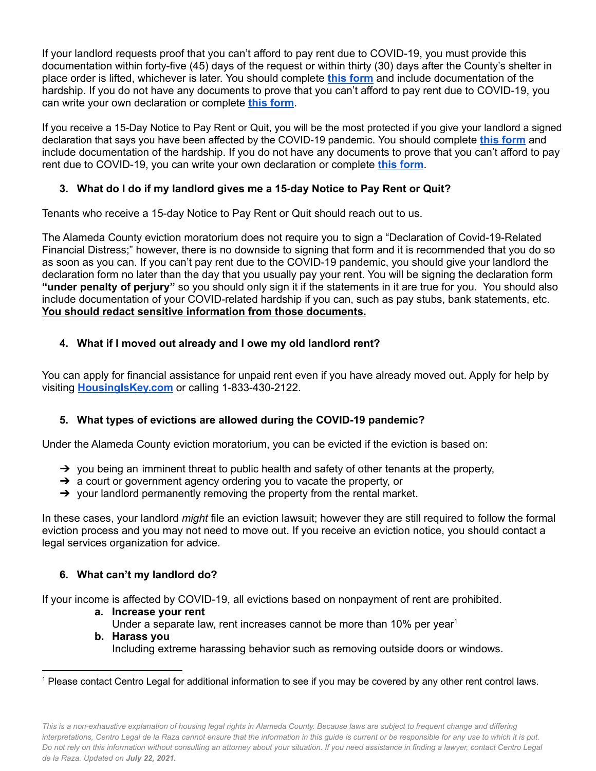If your landlord requests proof that you can't afford to pay rent due to COVID-19, you must provide this documentation within forty-five (45) days of the request or within thirty (30) days after the County's shelter in place order is lifted, whichever is later. You should complete **this form** and include documentation of the hardship. If you do not have any documents to prove that you can't afford to pay rent due to COVID-19, you can write your own declaration or complete **this form**.

If you receive a 15-Day Notice to Pay Rent or Quit, you will be the most protected if you give your landlord a signed declaration that says you have been affected by the COVID-19 pandemic. You should complete **this form** and include documentation of the hardship. If you do not have any documents to prove that you can't afford to pay rent due to COVID-19, you can write your own declaration or complete **this form**.

### 3. What do I do if my landlord gives me a 15-day Notice to Pay Rent or Quit?

Tenants who receive a 15-day Notice to Pay Rent or Quit should reach out to us.

The Alameda County eviction moratorium does not require you to sign a "Declaration of Covid-19-Related Financial Distress;" however, there is no downside to signing that form and it is recommended that you do so as soon as you can. If you can't pay rent due to the COVID-19 pandemic, you should give your landlord the declaration form no later than the day that you usually pay your rent. You will be signing the declaration form **"under penalty of perjury"** so you should only sign it if the statements in it are true for you. You should also include documentation of your COVID-related hardship if you can, such as pay stubs, bank statements, etc. **You should redact sensitive information from those documents.**

### 4. What if I moved out already and I owe my old landlord rent?

You can apply for financial assistance for unpaid rent even if you have already moved out. Apply for help by visiting **HousingIsKey.com** or calling 1-833-430-2122.

### 5. What types of evictions are allowed during the COVID-19 pandemic?

Under the Alameda County eviction moratorium, you can be evicted if the eviction is based on:

- you being an imminent threat to public health and safety of other tenants at the property,
- a court or government agency ordering you to vacate the property, or
- your landlord permanently removing the property from the rental market.

In these cases, your landlord *might* file an eviction lawsuit; however they are still required to follow the formal eviction process and you may not need to move out. If you receive an eviction notice, you should contact a legal services organization for advice.

### 6. What can't my landlord do?

If your income is affected by COVID-19, all evictions based on nonpayment of rent are prohibited.

a. **Increase your rent**
   Under a separate law, rent increases cannot be more than 10% per year[1]

b. **Harass you**
   Including extreme harassing behavior such as removing outside doors or windows.

[1] Please contact Centro Legal for additional information to see if you may be covered by any other rent control laws.

*This is a non-exhaustive explanation of housing legal rights in Alameda County. Because laws are subject to frequent change and differing interpretations, Centro Legal de la Raza cannot ensure that the information in this guide is current or be responsible for any use to which it is put. Do not rely on this information without consulting an attorney about your situation. If you need assistance in finding a lawyer, contact Centro Legal de la Raza. Updated on **July 22, 2021.***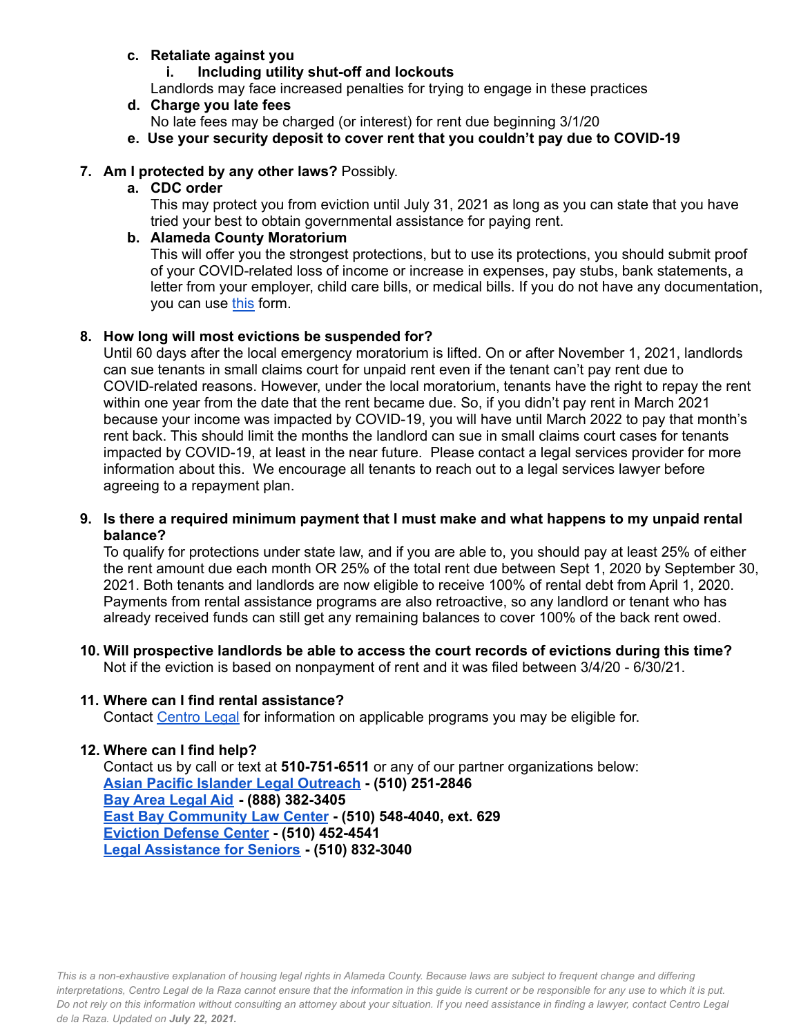c. **Retaliate against you**
    i. **Including utility shut-off and lockouts**

    Landlords may face increased penalties for trying to engage in these practices

d. **Charge you late fees**

    No late fees may be charged (or interest) for rent due beginning 3/1/20

e. **Use your security deposit to cover rent that you couldn't pay due to COVID-19**

7. **Am I protected by any other laws?** Possibly.

    a. **CDC order**

    This may protect you from eviction until July 31, 2021 as long as you can state that you have tried your best to obtain governmental assistance for paying rent.

    b. **Alameda County Moratorium**

    This will offer you the strongest protections, but to use its protections, you should submit proof of your COVID-related loss of income or increase in expenses, pay stubs, bank statements, a letter from your employer, child care bills, or medical bills. If you do not have any documentation, you can use this form.

8. **How long will most evictions be suspended for?**

    Until 60 days after the local emergency moratorium is lifted. On or after November 1, 2021, landlords can sue tenants in small claims court for unpaid rent even if the tenant can't pay rent due to COVID-related reasons. However, under the local moratorium, tenants have the right to repay the rent within one year from the date that the rent became due. So, if you didn't pay rent in March 2021 because your income was impacted by COVID-19, you will have until March 2022 to pay that month's rent back. This should limit the months the landlord can sue in small claims court cases for tenants impacted by COVID-19, at least in the near future. Please contact a legal services provider for more information about this. We encourage all tenants to reach out to a legal services lawyer before agreeing to a repayment plan.

9. **Is there a required minimum payment that I must make and what happens to my unpaid rental balance?**

    To qualify for protections under state law, and if you are able to, you should pay at least 25% of either the rent amount due each month OR 25% of the total rent due between Sept 1, 2020 by September 30, 2021. Both tenants and landlords are now eligible to receive 100% of rental debt from April 1, 2020. Payments from rental assistance programs are also retroactive, so any landlord or tenant who has already received funds can still get any remaining balances to cover 100% of the back rent owed.

10. **Will prospective landlords be able to access the court records of evictions during this time?**

    Not if the eviction is based on nonpayment of rent and it was filed between 3/4/20 - 6/30/21.

11. **Where can I find rental assistance?**

    Contact Centro Legal for information on applicable programs you may be eligible for.

12. **Where can I find help?**

    Contact us by call or text at **510-751-6511** or any of our partner organizations below:

    **Asian Pacific Islander Legal Outreach - (510) 251-2846**
    **Bay Area Legal Aid - (888) 382-3405**
    **East Bay Community Law Center - (510) 548-4040, ext. 629**
    **Eviction Defense Center - (510) 452-4541**
    **Legal Assistance for Seniors - (510) 832-3040**

*This is a non-exhaustive explanation of housing legal rights in Alameda County. Because laws are subject to frequent change and differing interpretations, Centro Legal de la Raza cannot ensure that the information in this guide is current or be responsible for any use to which it is put. Do not rely on this information without consulting an attorney about your situation. If you need assistance in finding a lawyer, contact Centro Legal de la Raza. Updated on **July 22, 2021.***